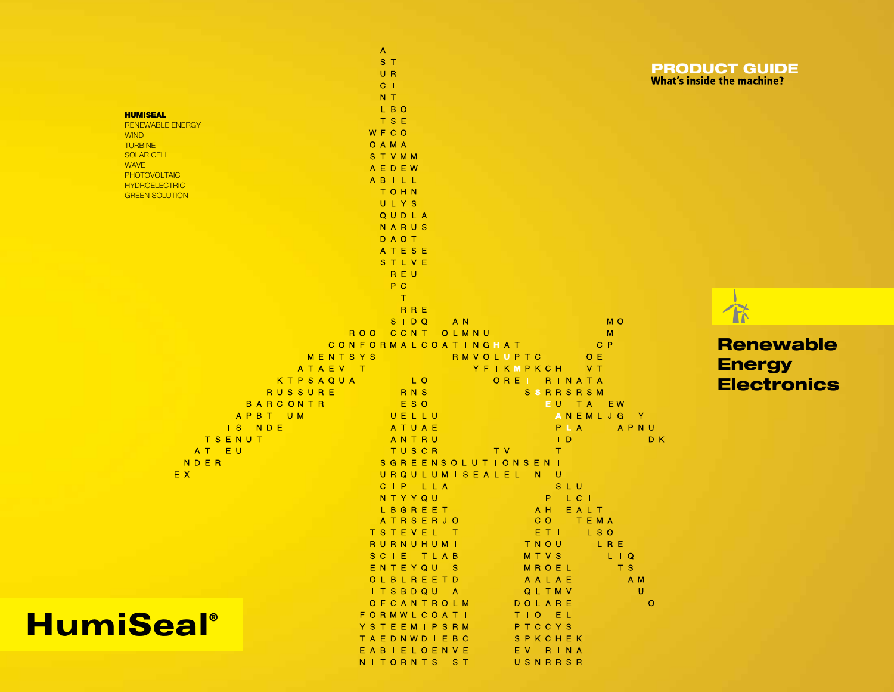# PRODUCT GUIDE

**What's inside the machine?**

**HUMISEAL**

RENEWABLE ENERGY
WIND
TURBINE
SOLAR CELL
WAVE
PHOTOVOLTAIC
HYDROELECTRIC
GREEN SOLUTION

# Renewable Energy Electronics

HumiSeal®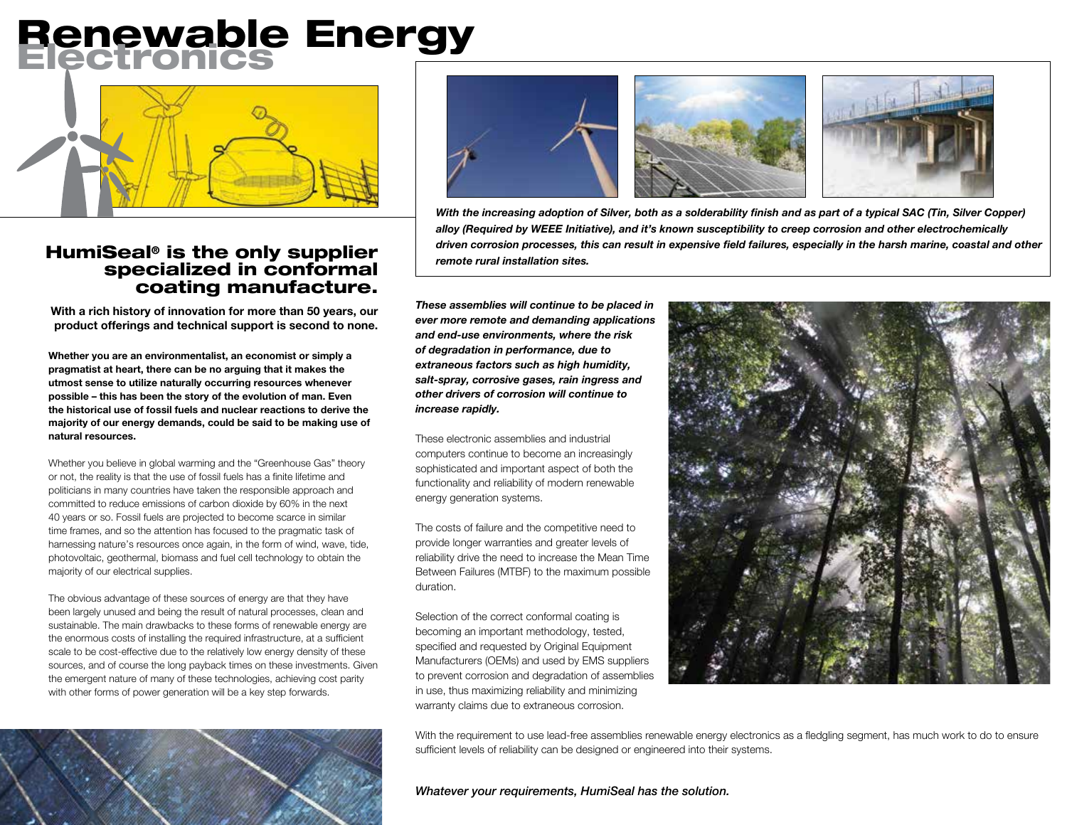# Renewable Energy

## Electronics

### HumiSeal® is the only supplier specialized in conformal coating manufacture.

**With a rich history of innovation for more than 50 years, our product offerings and technical support is second to none.**

**Whether you are an environmentalist, an economist or simply a pragmatist at heart, there can be no arguing that it makes the utmost sense to utilize naturally occurring resources whenever possible – this has been the story of the evolution of man. Even the historical use of fossil fuels and nuclear reactions to derive the majority of our energy demands, could be said to be making use of natural resources.**

Whether you believe in global warming and the "Greenhouse Gas" theory or not, the reality is that the use of fossil fuels has a finite lifetime and politicians in many countries have taken the responsible approach and committed to reduce emissions of carbon dioxide by 60% in the next 40 years or so. Fossil fuels are projected to become scarce in similar time frames, and so the attention has focused to the pragmatic task of harnessing nature's resources once again, in the form of wind, wave, tide, photovoltaic, geothermal, biomass and fuel cell technology to obtain the majority of our electrical supplies.

The obvious advantage of these sources of energy are that they have been largely unused and being the result of natural processes, clean and sustainable. The main drawbacks to these forms of renewable energy are the enormous costs of installing the required infrastructure, at a sufficient scale to be cost-effective due to the relatively low energy density of these sources, and of course the long payback times on these investments. Given the emergent nature of many of these technologies, achieving cost parity with other forms of power generation will be a key step forwards.

***With the increasing adoption of Silver, both as a solderability finish and as part of a typical SAC (Tin, Silver Copper) alloy (Required by WEEE Initiative), and it's known susceptibility to creep corrosion and other electrochemically driven corrosion processes, this can result in expensive field failures, especially in the harsh marine, coastal and other remote rural installation sites.***

***These assemblies will continue to be placed in ever more remote and demanding applications and end-use environments, where the risk of degradation in performance, due to extraneous factors such as high humidity, salt-spray, corrosive gases, rain ingress and other drivers of corrosion will continue to increase rapidly.***

These electronic assemblies and industrial computers continue to become an increasingly sophisticated and important aspect of both the functionality and reliability of modern renewable energy generation systems.

The costs of failure and the competitive need to provide longer warranties and greater levels of reliability drive the need to increase the Mean Time Between Failures (MTBF) to the maximum possible duration.

Selection of the correct conformal coating is becoming an important methodology, tested, specified and requested by Original Equipment Manufacturers (OEMs) and used by EMS suppliers to prevent corrosion and degradation of assemblies in use, thus maximizing reliability and minimizing warranty claims due to extraneous corrosion.

With the requirement to use lead-free assemblies renewable energy electronics as a fledgling segment, has much work to do to ensure sufficient levels of reliability can be designed or engineered into their systems.

*Whatever your requirements, HumiSeal has the solution.*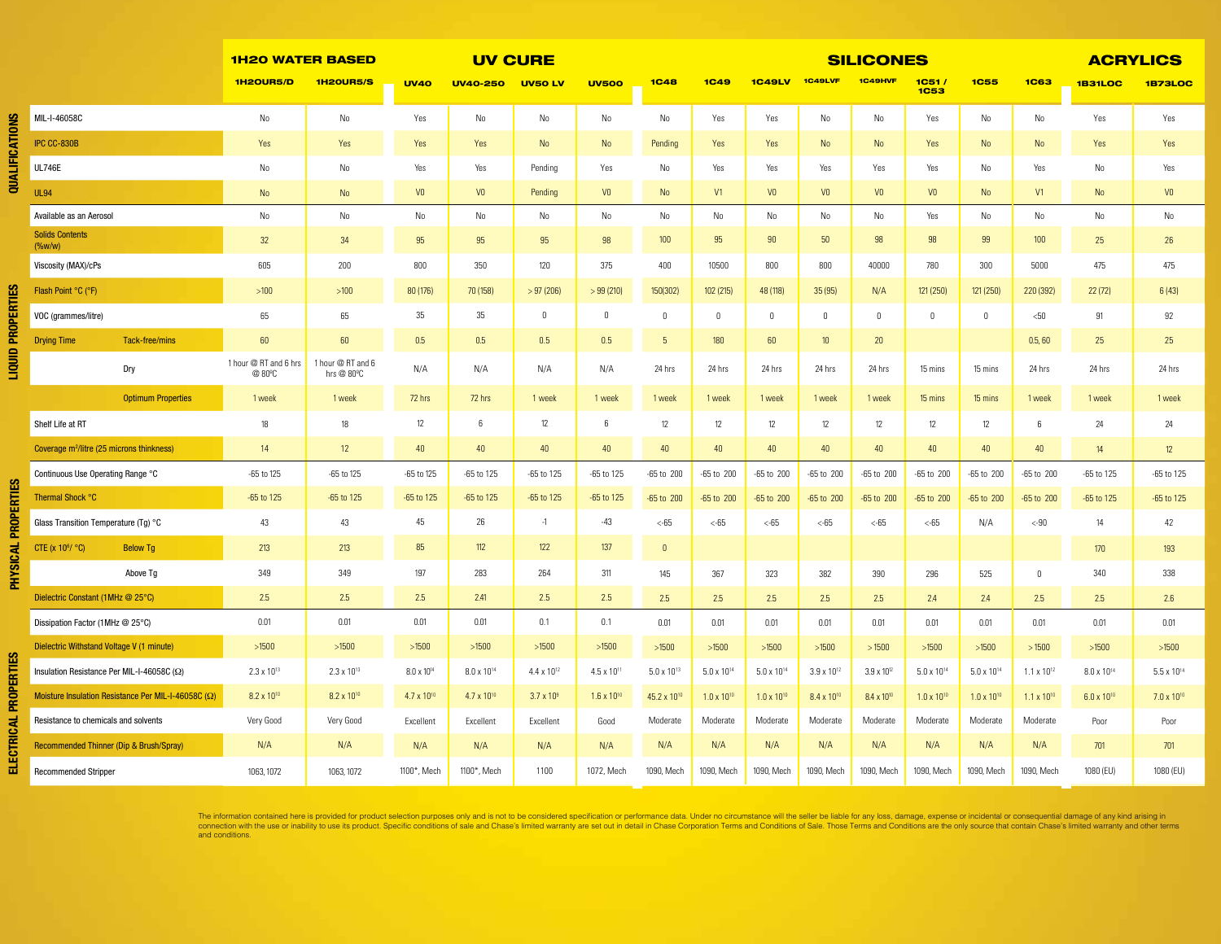| | | 1H20 WATER BASED | | UV CURE | | | | SILICONES | | | | | | | | ACRYLICS | |
|---|---|---|---|---|---|---|---|---|---|---|---|---|---|---|---|---|---|
| | | 1H20UR5/D | 1H20UR5/S | UV40 | UV40-250 | UV50 LV | UV500 | 1C48 | 1C49 | 1C49LV | 1C49LVF | 1C49HVF | 1C51 / 1C53 | 1C55 | 1C63 | 1B31LOC | 1B73LOC |
| QUALIFICATIONS | MIL-I-46058C | No | No | Yes | No | No | No | No | Yes | Yes | No | No | Yes | No | No | Yes | Yes |
| | IPC CC-830B | Yes | Yes | Yes | Yes | No | No | Pending | Yes | Yes | No | No | Yes | No | No | Yes | Yes |
| | UL746E | No | No | Yes | Yes | Pending | Yes | No | Yes | Yes | Yes | Yes | Yes | No | Yes | No | Yes |
| | UL94 | No | No | V0 | V0 | Pending | V0 | No | V1 | V0 | V0 | V0 | V0 | No | V1 | No | V0 |
| LIQUID PROPERTIES | Available as an Aerosol | No | No | No | No | No | No | No | No | No | No | No | Yes | No | No | No | No |
| | Solids Contents (%w/w) | 32 | 34 | 95 | 95 | 95 | 98 | 100 | 95 | 90 | 50 | 98 | 98 | 99 | 100 | 25 | 26 |
| | Viscosity (MAX)/cPs | 605 | 200 | 800 | 350 | 120 | 375 | 400 | 10500 | 800 | 800 | 40000 | 780 | 300 | 5000 | 475 | 475 |
| | Flash Point °C (°F) | >100 | >100 | 80 (176) | 70 (158) | > 97 (206) | > 99 (210) | 150(302) | 102 (215) | 48 (118) | 35 (95) | N/A | 121 (250) | 121 (250) | 220 (392) | 22 (72) | 6 (43) |
| | VOC (grammes/litre) | 65 | 65 | 35 | 35 | 0 | 0 | 0 | 0 | 0 | 0 | 0 | 0 | 0 | <50 | 91 | 92 |
| | Drying Time — Tack-free/mins | 60 | 60 | 0.5 | 0.5 | 0.5 | 0.5 | 5 | 180 | 60 | 10 | 20 | | | 0.5, 60 | 25 | 25 |
| | Drying Time — Dry | 1 hour @ RT and 6 hrs @ 80ºC | 1 hour @ RT and 6 hrs @ 80ºC | N/A | N/A | N/A | N/A | 24 hrs | 24 hrs | 24 hrs | 24 hrs | 24 hrs | 15 mins | 15 mins | 24 hrs | 24 hrs | 24 hrs |
| | Drying Time — Optimum Properties | 1 week | 1 week | 72 hrs | 72 hrs | 1 week | 1 week | 1 week | 1 week | 1 week | 1 week | 1 week | 15 mins | 15 mins | 1 week | 1 week | 1 week |
| | Shelf Life at RT | 18 | 18 | 12 | 6 | 12 | 6 | 12 | 12 | 12 | 12 | 12 | 12 | 12 | 6 | 24 | 24 |
| | Coverage m²/litre (25 microns thinkness) | 14 | 12 | 40 | 40 | 40 | 40 | 40 | 40 | 40 | 40 | 40 | 40 | 40 | 40 | 14 | 12 |
| PHYSICAL PROPERTIES | Continuous Use Operating Range °C | -65 to 125 | -65 to 125 | -65 to 125 | -65 to 125 | -65 to 125 | -65 to 125 | -65 to 200 | -65 to 200 | -65 to 200 | -65 to 200 | -65 to 200 | -65 to 200 | -65 to 200 | -65 to 200 | -65 to 125 | -65 to 125 |
| | Thermal Shock °C | -65 to 125 | -65 to 125 | -65 to 125 | -65 to 125 | -65 to 125 | -65 to 125 | -65 to 200 | -65 to 200 | -65 to 200 | -65 to 200 | -65 to 200 | -65 to 200 | -65 to 200 | -65 to 200 | -65 to 125 | -65 to 125 |
| | Glass Transition Temperature (Tg) °C | 43 | 43 | 45 | 26 | -1 | -43 | <-65 | <-65 | <-65 | <-65 | <-65 | <-65 | N/A | <-90 | 14 | 42 |
| | CTE (x $10^6$/ °C) — Below Tg | 213 | 213 | 85 | 112 | 122 | 137 | 0 | | | | | | | | 170 | 193 |
| | CTE (x $10^6$/ °C) — Above Tg | 349 | 349 | 197 | 283 | 264 | 311 | 145 | 367 | 323 | 382 | 390 | 296 | 525 | 0 | 340 | 338 |
| | Dielectric Constant (1MHz @ 25°C) | 2.5 | 2.5 | 2.5 | 2.41 | 2.5 | 2.5 | 2.5 | 2.5 | 2.5 | 2.5 | 2.5 | 2.4 | 2.4 | 2.5 | 2.5 | 2.6 |
| ELECTRICAL PROPERTIES | Dissipation Factor (1MHz @ 25°C) | 0.01 | 0.01 | 0.01 | 0.01 | 0.1 | 0.1 | 0.01 | 0.01 | 0.01 | 0.01 | 0.01 | 0.01 | 0.01 | 0.01 | 0.01 | 0.01 |
| | Dielectric Withstand Voltage V (1 minute) | >1500 | >1500 | >1500 | >1500 | >1500 | >1500 | >1500 | >1500 | >1500 | >1500 | > 1500 | >1500 | >1500 | > 1500 | >1500 | >1500 |
| | Insulation Resistance Per MIL-I-46058C (Ω) | $2.3 \times 10^{13}$ | $2.3 \times 10^{13}$ | $8.0 \times 10^{14}$ | $8.0 \times 10^{14}$ | $4.4 \times 10^{12}$ | $4.5 \times 10^{11}$ | $5.0 \times 10^{13}$ | $5.0 \times 10^{14}$ | $5.0 \times 10^{14}$ | $3.9 \times 10^{12}$ | $3.9 \times 10^{12}$ | $5.0 \times 10^{14}$ | $5.0 \times 10^{14}$ | $1.1 \times 10^{12}$ | $8.0 \times 10^{14}$ | $5.5 \times 10^{14}$ |
| | Moisture Insulation Resistance Per MIL-I-46058C (Ω) | $8.2 \times 10^{10}$ | $8.2 \times 10^{10}$ | $4.7 \times 10^{10}$ | $4.7 \times 10^{10}$ | $3.7 \times 10^{9}$ | $1.6 \times 10^{10}$ | $45.2 \times 10^{10}$ | $1.0 \times 10^{10}$ | $1.0 \times 10^{10}$ | $8.4 \times 10^{10}$ | $8.4 \times 10^{10}$ | $1.0 \times 10^{10}$ | $1.0 \times 10^{10}$ | $1.1 \times 10^{10}$ | $6.0 \times 10^{10}$ | $7.0 \times 10^{10}$ |
| | Resistance to chemicals and solvents | Very Good | Very Good | Excellent | Excellent | Excellent | Good | Moderate | Moderate | Moderate | Moderate | Moderate | Moderate | Moderate | Moderate | Poor | Poor |
| | Recommended Thinner (Dip & Brush/Spray) | N/A | N/A | N/A | N/A | N/A | N/A | N/A | N/A | N/A | N/A | N/A | N/A | N/A | N/A | 701 | 701 |
| | Recommended Stripper | 1063, 1072 | 1063, 1072 | 1100*, Mech | 1100*, Mech | 1100 | 1072, Mech | 1090, Mech | 1090, Mech | 1090, Mech | 1090, Mech | 1090, Mech | 1090, Mech | 1090, Mech | 1090, Mech | 1080 (EU) | 1080 (EU) |

The information contained here is provided for product selection purposes only and is not to be considered specification or performance data. Under no circumstance will the seller be liable for any loss, damage, expense or incidental or consequential damage of any kind arising in connection with the use or inability to use its product. Specific conditions of sale and Chase's limited warranty are set out in detail in Chase Corporation Terms and Conditions of Sale. Those Terms and Conditions are the only source that contain Chase's limited warranty and other terms and conditions.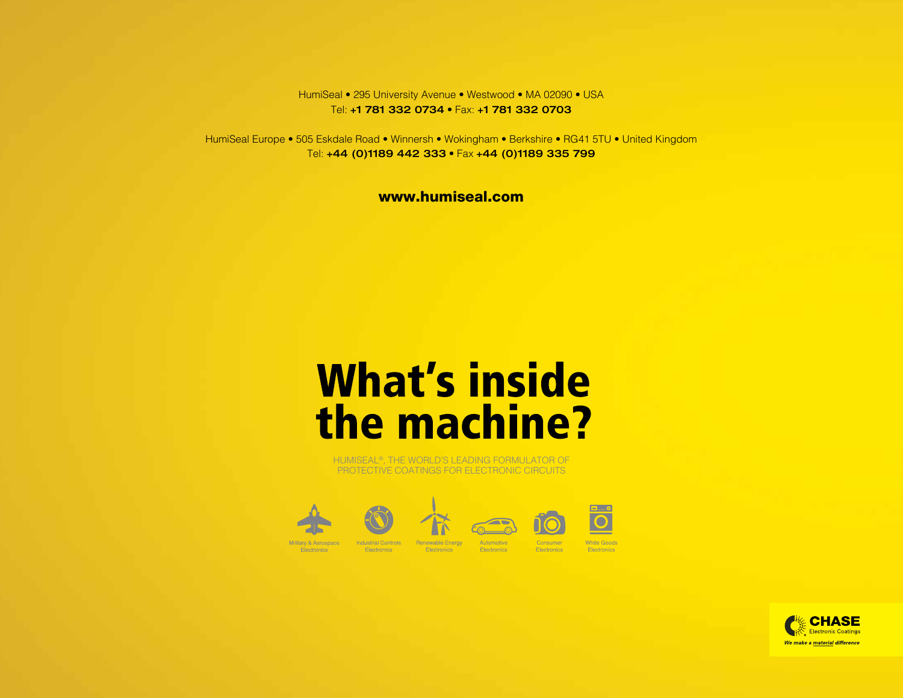HumiSeal • 295 University Avenue • Westwood • MA 02090 • USA
Tel: **+1 781 332 0734** • Fax: **+1 781 332 0703**

HumiSeal Europe • 505 Eskdale Road • Winnersh • Wokingham • Berkshire • RG41 5TU • United Kingdom
Tel: **+44 (0)1189 442 333** • Fax **+44 (0)1189 335 799**

**www.humiseal.com**

# What's inside the machine?

HUMISEAL®, THE WORLD'S LEADING FORMULATOR OF PROTECTIVE COATINGS FOR ELECTRONIC CIRCUITS

Military & Aerospace Electronics

Industrial Controls Electronics

Renewable Energy Electronics

Automotive Electronics

Consumer Electronics

White Goods Electronics

**CHASE** Electronic Coatings

*We make a material difference*